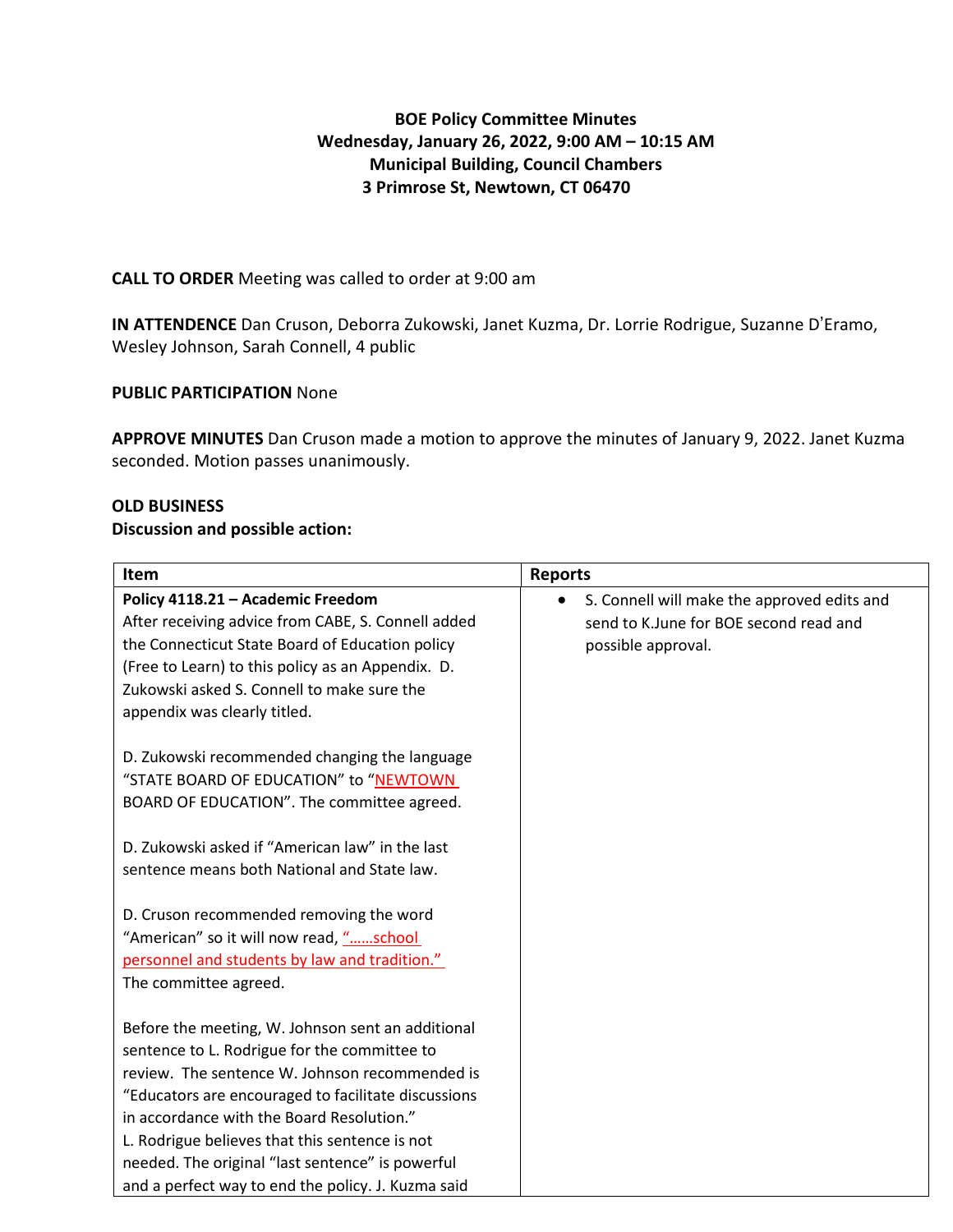**BOE Policy Committee Minutes**
**Wednesday, January 26, 2022, 9:00 AM – 10:15 AM**
**Municipal Building, Council Chambers**
**3 Primrose St, Newtown, CT 06470**

**CALL TO ORDER** Meeting was called to order at 9:00 am

**IN ATTENDENCE** Dan Cruson, Deborra Zukowski, Janet Kuzma, Dr. Lorrie Rodrigue, Suzanne D'Eramo, Wesley Johnson, Sarah Connell, 4 public

**PUBLIC PARTICIPATION** None

**APPROVE MINUTES** Dan Cruson made a motion to approve the minutes of January 9, 2022. Janet Kuzma seconded. Motion passes unanimously.

**OLD BUSINESS**
**Discussion and possible action:**

| Item | Reports |
|---|---|
| **Policy 4118.21 – Academic Freedom**<br>After receiving advice from CABE, S. Connell added the Connecticut State Board of Education policy (Free to Learn) to this policy as an Appendix. D. Zukowski asked S. Connell to make sure the appendix was clearly titled.<br><br>D. Zukowski recommended changing the language "STATE BOARD OF EDUCATION" to "NEWTOWN BOARD OF EDUCATION". The committee agreed.<br><br>D. Zukowski asked if "American law" in the last sentence means both National and State law.<br><br>D. Cruson recommended removing the word "American" so it will now read, "......school personnel and students by law and tradition." The committee agreed.<br><br>Before the meeting, W. Johnson sent an additional sentence to L. Rodrigue for the committee to review. The sentence W. Johnson recommended is "Educators are encouraged to facilitate discussions in accordance with the Board Resolution."<br>L. Rodrigue believes that this sentence is not needed. The original "last sentence" is powerful and a perfect way to end the policy. J. Kuzma said | • S. Connell will make the approved edits and send to K.June for BOE second read and possible approval. |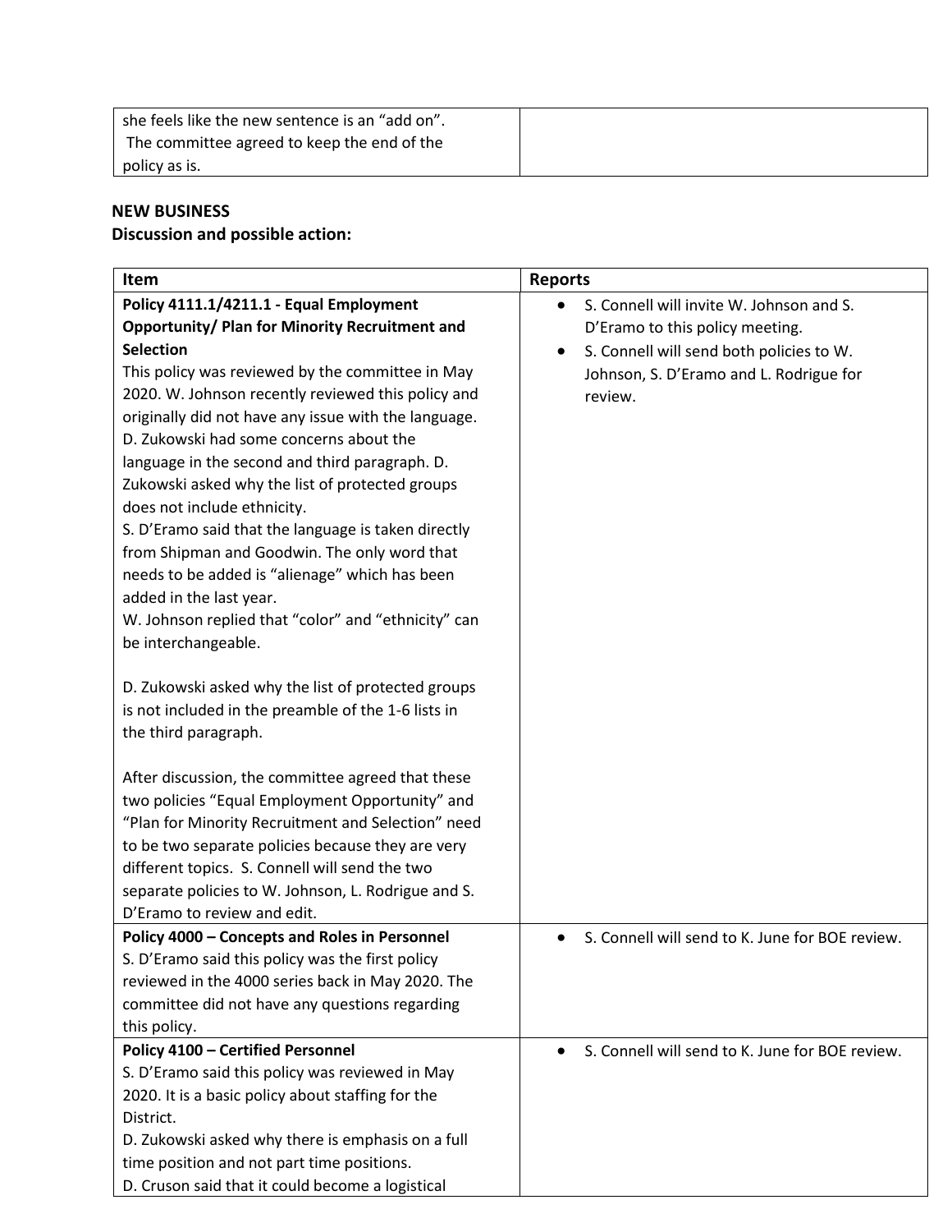| | |
|---|---|
| she feels like the new sentence is an "add on". The committee agreed to keep the end of the policy as is. | |

**NEW BUSINESS**
**Discussion and possible action:**

| Item | Reports |
|---|---|
| **Policy 4111.1/4211.1 - Equal Employment Opportunity/ Plan for Minority Recruitment and Selection**<br>This policy was reviewed by the committee in May 2020. W. Johnson recently reviewed this policy and originally did not have any issue with the language. D. Zukowski had some concerns about the language in the second and third paragraph. D. Zukowski asked why the list of protected groups does not include ethnicity.<br>S. D'Eramo said that the language is taken directly from Shipman and Goodwin. The only word that needs to be added is "alienage" which has been added in the last year.<br>W. Johnson replied that "color" and "ethnicity" can be interchangeable.<br><br>D. Zukowski asked why the list of protected groups is not included in the preamble of the 1-6 lists in the third paragraph.<br><br>After discussion, the committee agreed that these two policies "Equal Employment Opportunity" and "Plan for Minority Recruitment and Selection" need to be two separate policies because they are very different topics. S. Connell will send the two separate policies to W. Johnson, L. Rodrigue and S. D'Eramo to review and edit. | • S. Connell will invite W. Johnson and S. D'Eramo to this policy meeting.<br>• S. Connell will send both policies to W. Johnson, S. D'Eramo and L. Rodrigue for review. |
| **Policy 4000 – Concepts and Roles in Personnel**<br>S. D'Eramo said this policy was the first policy reviewed in the 4000 series back in May 2020. The committee did not have any questions regarding this policy. | • S. Connell will send to K. June for BOE review. |
| **Policy 4100 – Certified Personnel**<br>S. D'Eramo said this policy was reviewed in May 2020. It is a basic policy about staffing for the District.<br>D. Zukowski asked why there is emphasis on a full time position and not part time positions.<br>D. Cruson said that it could become a logistical | • S. Connell will send to K. June for BOE review. |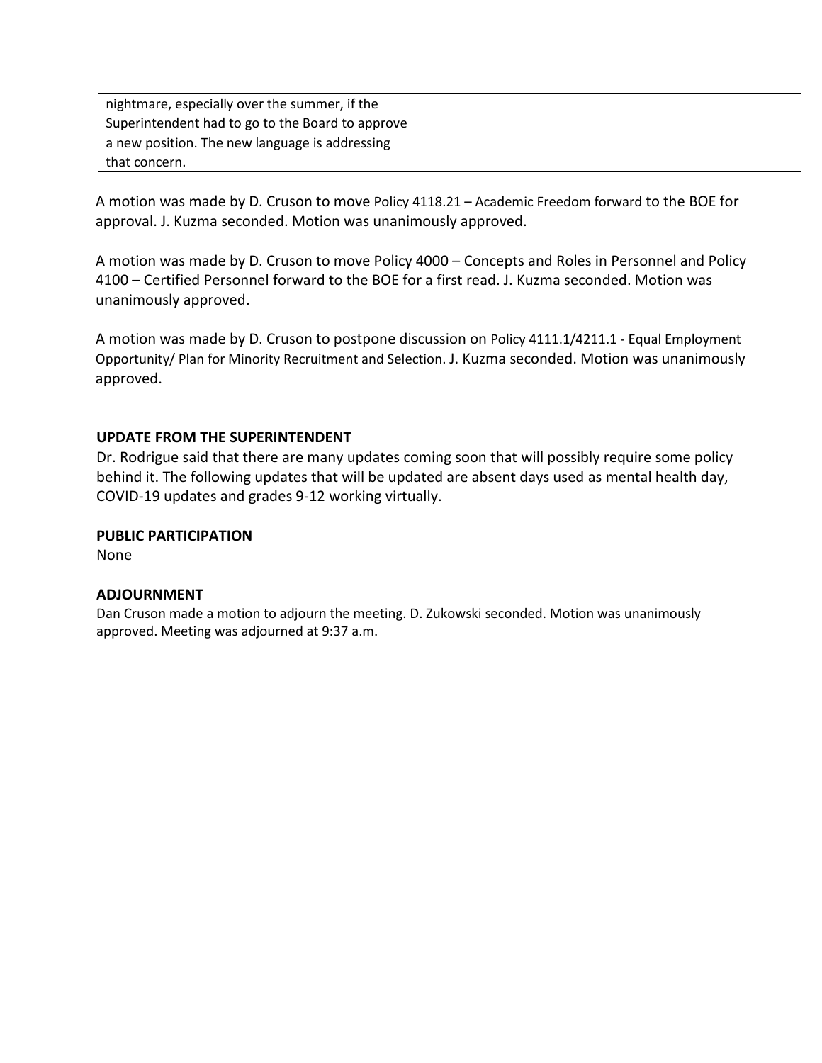| | |
|---|---|
| nightmare, especially over the summer, if the Superintendent had to go to the Board to approve a new position. The new language is addressing that concern. | |

A motion was made by D. Cruson to move Policy 4118.21 – Academic Freedom forward to the BOE for approval. J. Kuzma seconded. Motion was unanimously approved.

A motion was made by D. Cruson to move Policy 4000 – Concepts and Roles in Personnel and Policy 4100 – Certified Personnel forward to the BOE for a first read. J. Kuzma seconded. Motion was unanimously approved.

A motion was made by D. Cruson to postpone discussion on Policy 4111.1/4211.1 - Equal Employment Opportunity/ Plan for Minority Recruitment and Selection. J. Kuzma seconded. Motion was unanimously approved.

**UPDATE FROM THE SUPERINTENDENT**

Dr. Rodrigue said that there are many updates coming soon that will possibly require some policy behind it. The following updates that will be updated are absent days used as mental health day, COVID-19 updates and grades 9-12 working virtually.

**PUBLIC PARTICIPATION**

None

**ADJOURNMENT**

Dan Cruson made a motion to adjourn the meeting. D. Zukowski seconded. Motion was unanimously approved. Meeting was adjourned at 9:37 a.m.